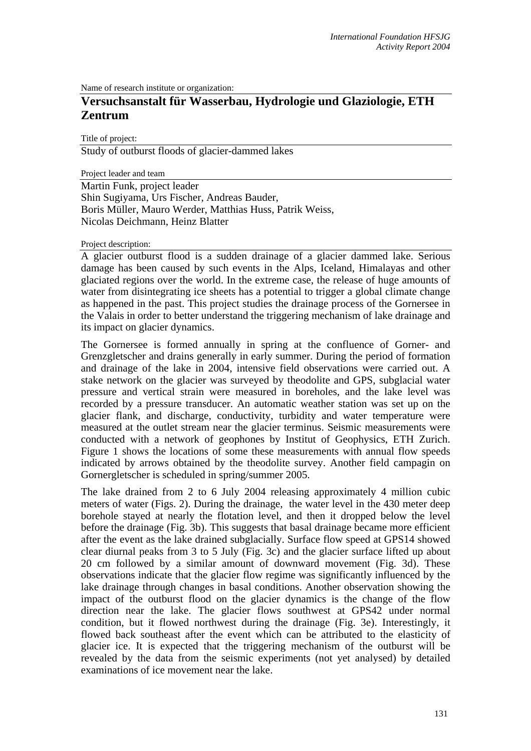Name of research institute or organization:

# Versuchsanstalt für Wasserbau, Hydrologie und Glaziologie, ETH Zentrum

Title of project:

Study of outburst floods of glacier-dammed lakes

Project leader and team

Martin Funk, project leader
Shin Sugiyama, Urs Fischer, Andreas Bauder,
Boris Müller, Mauro Werder, Matthias Huss, Patrik Weiss,
Nicolas Deichmann, Heinz Blatter

Project description:

A glacier outburst flood is a sudden drainage of a glacier dammed lake. Serious damage has been caused by such events in the Alps, Iceland, Himalayas and other glaciated regions over the world. In the extreme case, the release of huge amounts of water from disintegrating ice sheets has a potential to trigger a global climate change as happened in the past. This project studies the drainage process of the Gornersee in the Valais in order to better understand the triggering mechanism of lake drainage and its impact on glacier dynamics.

The Gornersee is formed annually in spring at the confluence of Gorner- and Grenzgletscher and drains generally in early summer. During the period of formation and drainage of the lake in 2004, intensive field observations were carried out. A stake network on the glacier was surveyed by theodolite and GPS, subglacial water pressure and vertical strain were measured in boreholes, and the lake level was recorded by a pressure transducer. An automatic weather station was set up on the glacier flank, and discharge, conductivity, turbidity and water temperature were measured at the outlet stream near the glacier terminus. Seismic measurements were conducted with a network of geophones by Institut of Geophysics, ETH Zurich. Figure 1 shows the locations of some these measurements with annual flow speeds indicated by arrows obtained by the theodolite survey. Another field campagin on Gornergletscher is scheduled in spring/summer 2005.

The lake drained from 2 to 6 July 2004 releasing approximately 4 million cubic meters of water (Figs. 2). During the drainage, the water level in the 430 meter deep borehole stayed at nearly the flotation level, and then it dropped below the level before the drainage (Fig. 3b). This suggests that basal drainage became more efficient after the event as the lake drained subglacially. Surface flow speed at GPS14 showed clear diurnal peaks from 3 to 5 July (Fig. 3c) and the glacier surface lifted up about 20 cm followed by a similar amount of downward movement (Fig. 3d). These observations indicate that the glacier flow regime was significantly influenced by the lake drainage through changes in basal conditions. Another observation showing the impact of the outburst flood on the glacier dynamics is the change of the flow direction near the lake. The glacier flows southwest at GPS42 under normal condition, but it flowed northwest during the drainage (Fig. 3e). Interestingly, it flowed back southeast after the event which can be attributed to the elasticity of glacier ice. It is expected that the triggering mechanism of the outburst will be revealed by the data from the seismic experiments (not yet analysed) by detailed examinations of ice movement near the lake.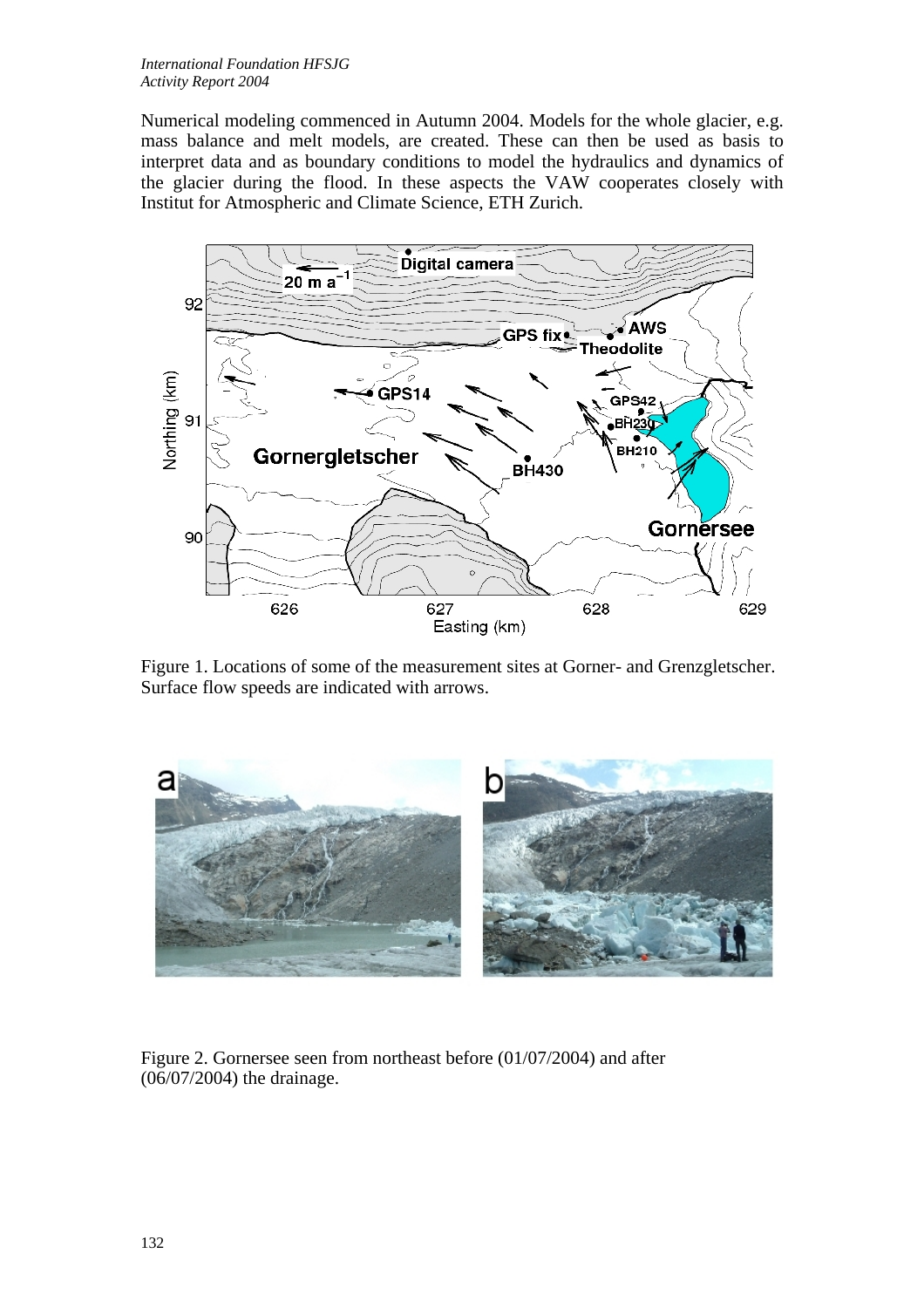Numerical modeling commenced in Autumn 2004. Models for the whole glacier, e.g. mass balance and melt models, are created. These can then be used as basis to interpret data and as boundary conditions to model the hydraulics and dynamics of the glacier during the flood. In these aspects the VAW cooperates closely with Institut for Atmospheric and Climate Science, ETH Zurich.

Figure 1. Locations of some of the measurement sites at Gorner- and Grenzgletscher. Surface flow speeds are indicated with arrows.

Figure 2. Gornersee seen from northeast before (01/07/2004) and after (06/07/2004) the drainage.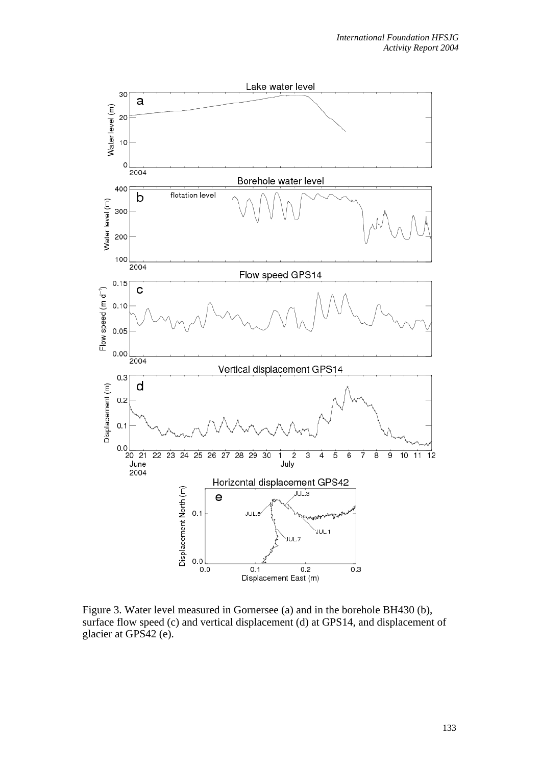Figure 3. Water level measured in Gornersee (a) and in the borehole BH430 (b), surface flow speed (c) and vertical displacement (d) at GPS14, and displacement of glacier at GPS42 (e).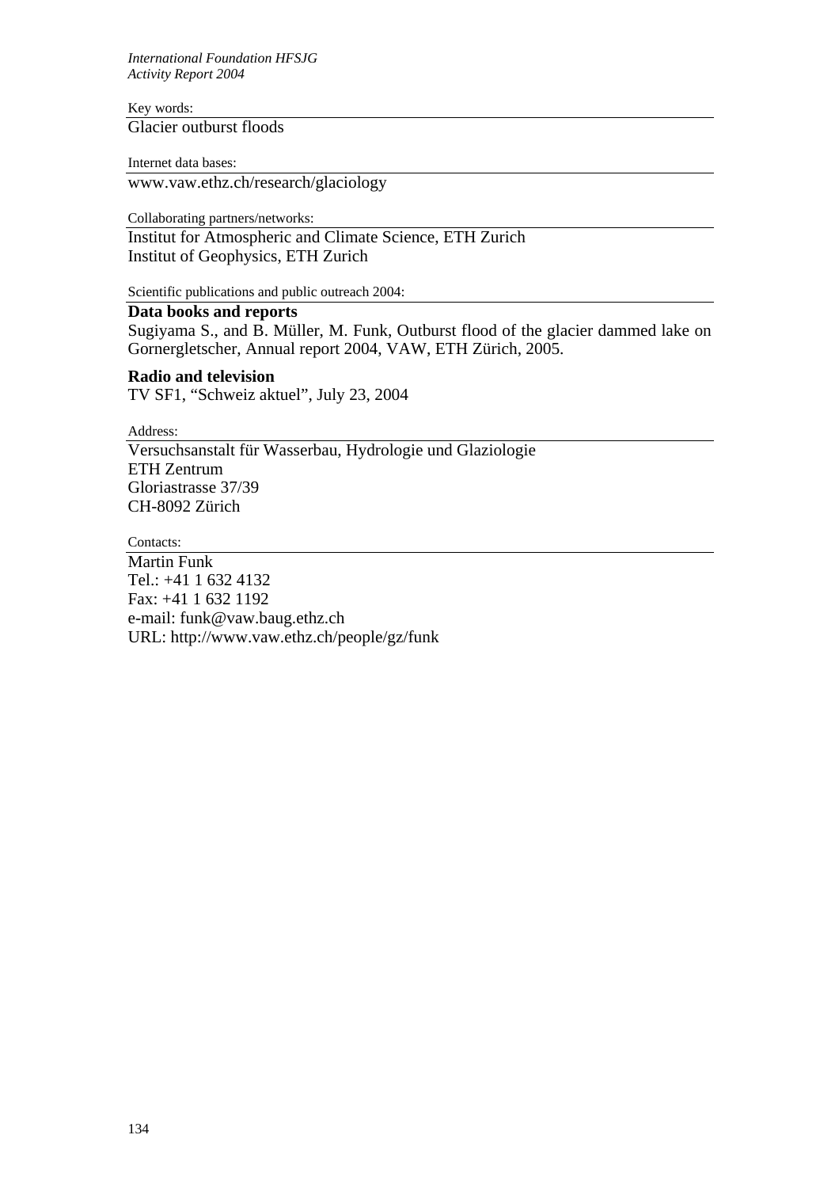Key words:

Glacier outburst floods

Internet data bases:

www.vaw.ethz.ch/research/glaciology

Collaborating partners/networks:

Institut for Atmospheric and Climate Science, ETH Zurich
Institut of Geophysics, ETH Zurich

Scientific publications and public outreach 2004:

**Data books and reports**

Sugiyama S., and B. Müller, M. Funk, Outburst flood of the glacier dammed lake on Gornergletscher, Annual report 2004, VAW, ETH Zürich, 2005.

**Radio and television**

TV SF1, "Schweiz aktuel", July 23, 2004

Address:

Versuchsanstalt für Wasserbau, Hydrologie und Glaziologie
ETH Zentrum
Gloriastrasse 37/39
CH-8092 Zürich

Contacts:

Martin Funk
Tel.: +41 1 632 4132
Fax: +41 1 632 1192
e-mail: funk@vaw.baug.ethz.ch
URL: http://www.vaw.ethz.ch/people/gz/funk